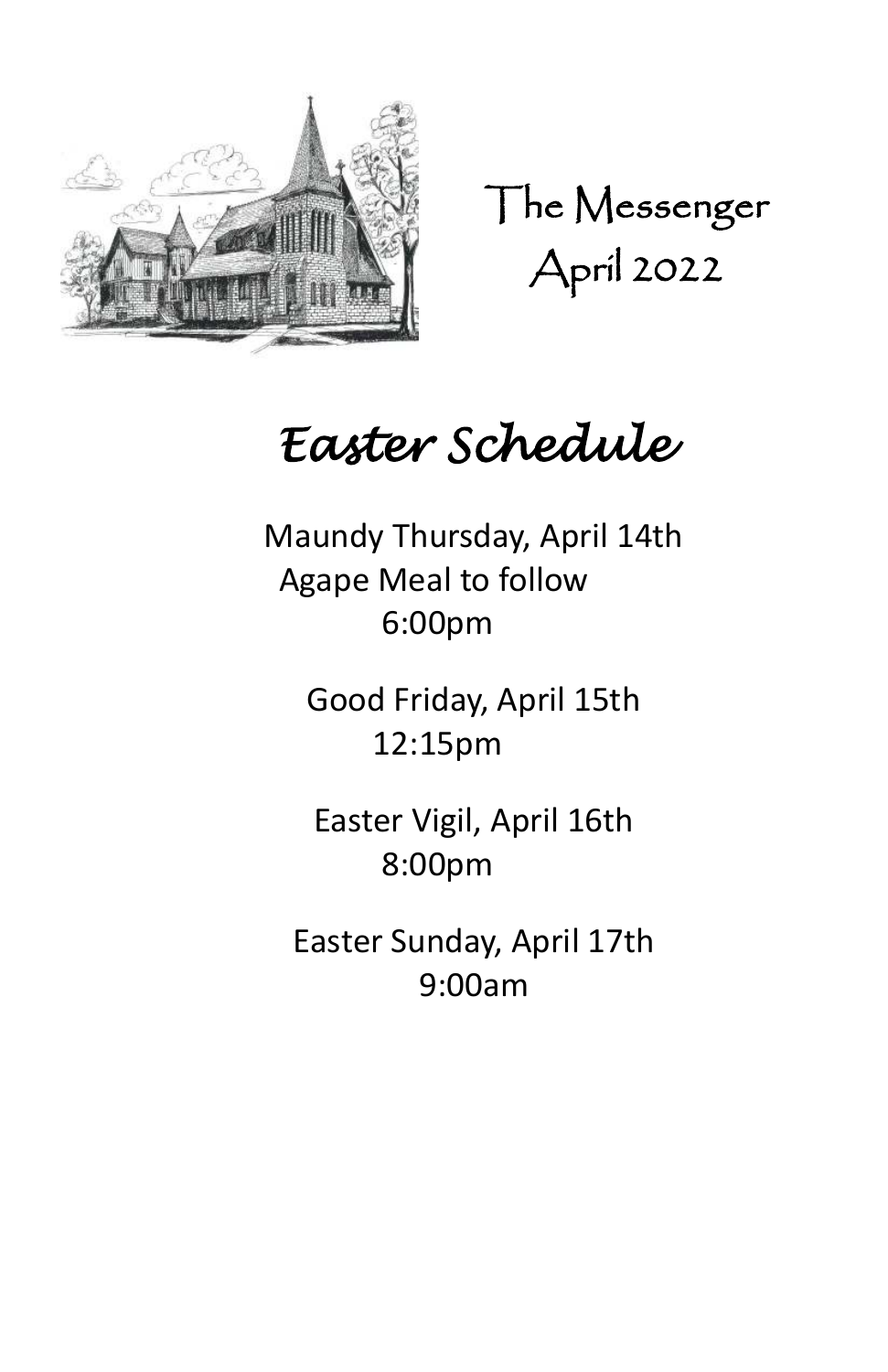# The Messenger
April 2022

## *Easter Schedule*

Maundy Thursday, April 14th
Agape Meal to follow
6:00pm

Good Friday, April 15th
12:15pm

Easter Vigil, April 16th
8:00pm

Easter Sunday, April 17th
9:00am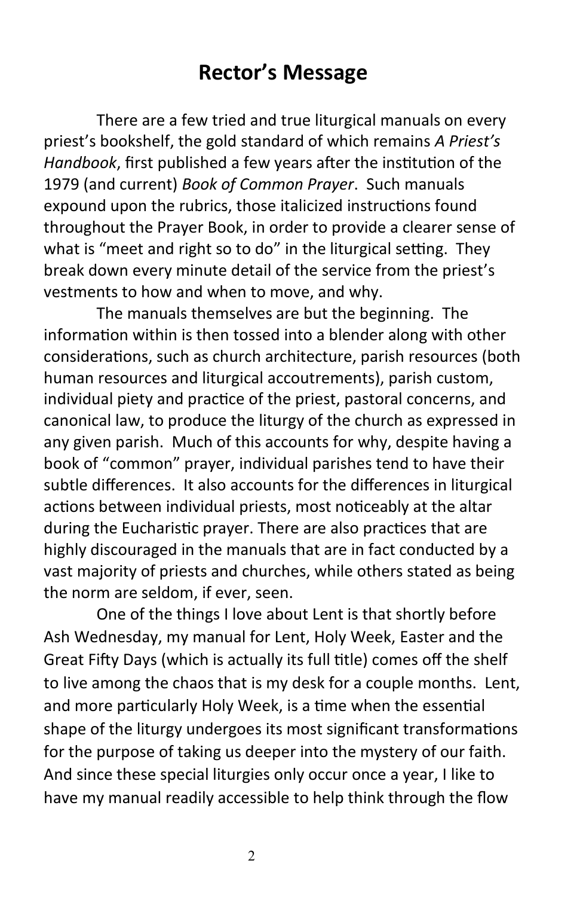## Rector's Message

There are a few tried and true liturgical manuals on every priest's bookshelf, the gold standard of which remains *A Priest's Handbook*, first published a few years after the institution of the 1979 (and current) *Book of Common Prayer*. Such manuals expound upon the rubrics, those italicized instructions found throughout the Prayer Book, in order to provide a clearer sense of what is "meet and right so to do" in the liturgical setting. They break down every minute detail of the service from the priest's vestments to how and when to move, and why.

The manuals themselves are but the beginning. The information within is then tossed into a blender along with other considerations, such as church architecture, parish resources (both human resources and liturgical accoutrements), parish custom, individual piety and practice of the priest, pastoral concerns, and canonical law, to produce the liturgy of the church as expressed in any given parish. Much of this accounts for why, despite having a book of "common" prayer, individual parishes tend to have their subtle differences. It also accounts for the differences in liturgical actions between individual priests, most noticeably at the altar during the Eucharistic prayer. There are also practices that are highly discouraged in the manuals that are in fact conducted by a vast majority of priests and churches, while others stated as being the norm are seldom, if ever, seen.

One of the things I love about Lent is that shortly before Ash Wednesday, my manual for Lent, Holy Week, Easter and the Great Fifty Days (which is actually its full title) comes off the shelf to live among the chaos that is my desk for a couple months. Lent, and more particularly Holy Week, is a time when the essential shape of the liturgy undergoes its most significant transformations for the purpose of taking us deeper into the mystery of our faith. And since these special liturgies only occur once a year, I like to have my manual readily accessible to help think through the flow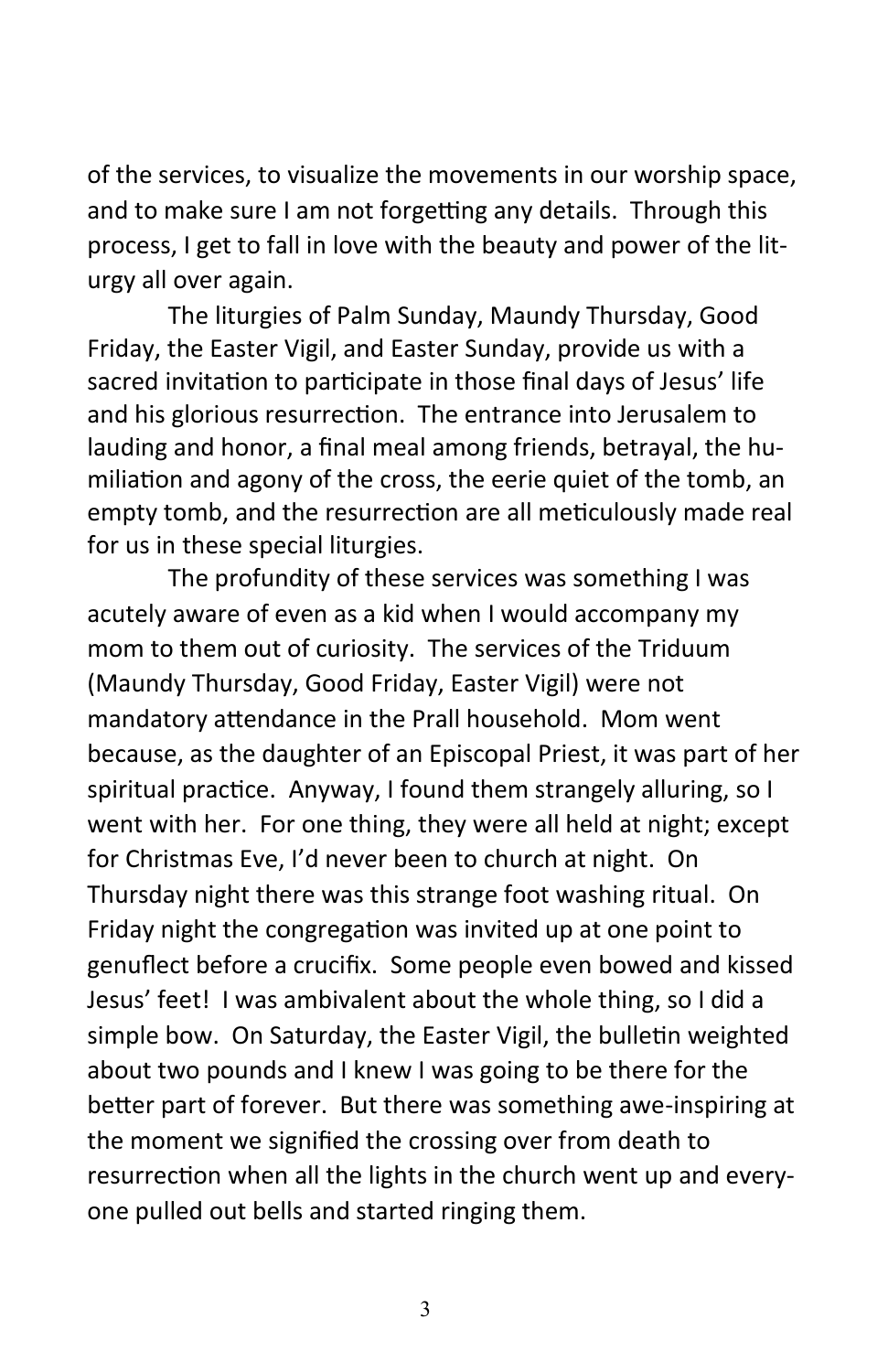of the services, to visualize the movements in our worship space, and to make sure I am not forgetting any details. Through this process, I get to fall in love with the beauty and power of the liturgy all over again.

The liturgies of Palm Sunday, Maundy Thursday, Good Friday, the Easter Vigil, and Easter Sunday, provide us with a sacred invitation to participate in those final days of Jesus' life and his glorious resurrection. The entrance into Jerusalem to lauding and honor, a final meal among friends, betrayal, the humiliation and agony of the cross, the eerie quiet of the tomb, an empty tomb, and the resurrection are all meticulously made real for us in these special liturgies.

The profundity of these services was something I was acutely aware of even as a kid when I would accompany my mom to them out of curiosity. The services of the Triduum (Maundy Thursday, Good Friday, Easter Vigil) were not mandatory attendance in the Prall household. Mom went because, as the daughter of an Episcopal Priest, it was part of her spiritual practice. Anyway, I found them strangely alluring, so I went with her. For one thing, they were all held at night; except for Christmas Eve, I'd never been to church at night. On Thursday night there was this strange foot washing ritual. On Friday night the congregation was invited up at one point to genuflect before a crucifix. Some people even bowed and kissed Jesus' feet! I was ambivalent about the whole thing, so I did a simple bow. On Saturday, the Easter Vigil, the bulletin weighted about two pounds and I knew I was going to be there for the better part of forever. But there was something awe-inspiring at the moment we signified the crossing over from death to resurrection when all the lights in the church went up and everyone pulled out bells and started ringing them.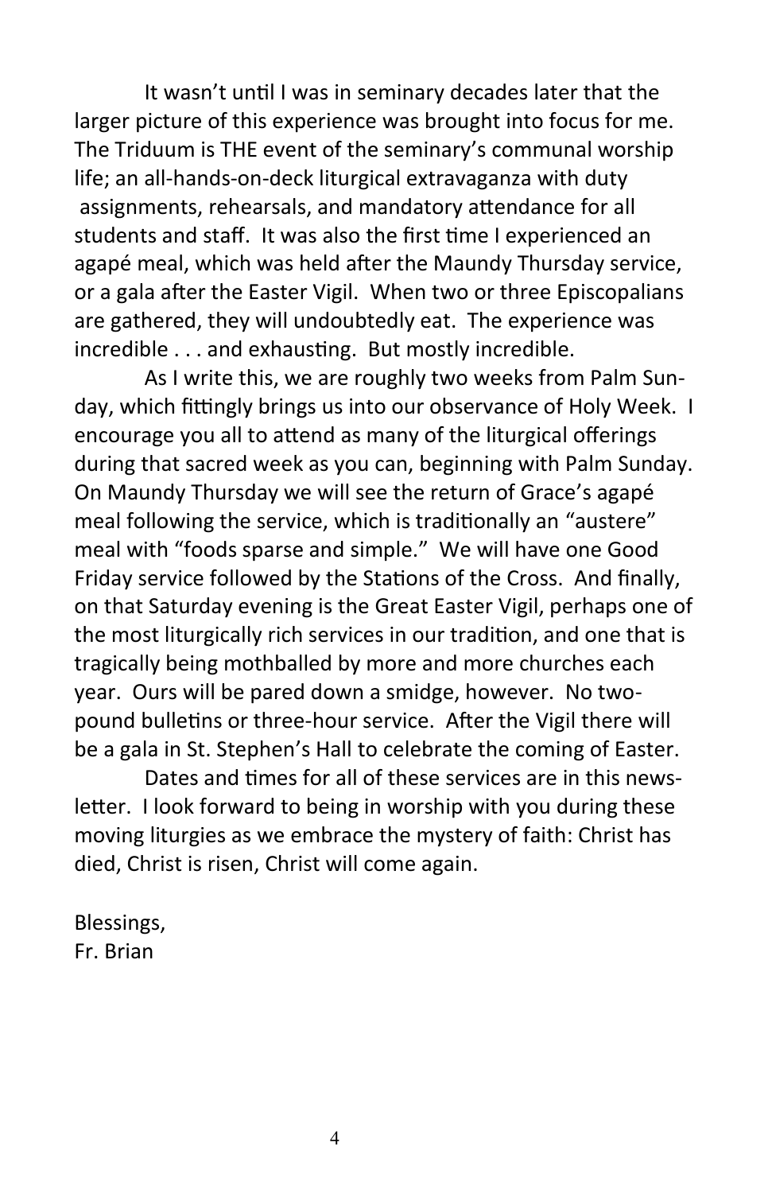It wasn't until I was in seminary decades later that the larger picture of this experience was brought into focus for me. The Triduum is THE event of the seminary's communal worship life; an all-hands-on-deck liturgical extravaganza with duty assignments, rehearsals, and mandatory attendance for all students and staff. It was also the first time I experienced an agapé meal, which was held after the Maundy Thursday service, or a gala after the Easter Vigil. When two or three Episcopalians are gathered, they will undoubtedly eat. The experience was incredible . . . and exhausting. But mostly incredible.

As I write this, we are roughly two weeks from Palm Sunday, which fittingly brings us into our observance of Holy Week. I encourage you all to attend as many of the liturgical offerings during that sacred week as you can, beginning with Palm Sunday. On Maundy Thursday we will see the return of Grace's agapé meal following the service, which is traditionally an "austere" meal with "foods sparse and simple." We will have one Good Friday service followed by the Stations of the Cross. And finally, on that Saturday evening is the Great Easter Vigil, perhaps one of the most liturgically rich services in our tradition, and one that is tragically being mothballed by more and more churches each year. Ours will be pared down a smidge, however. No two-pound bulletins or three-hour service. After the Vigil there will be a gala in St. Stephen's Hall to celebrate the coming of Easter.

Dates and times for all of these services are in this newsletter. I look forward to being in worship with you during these moving liturgies as we embrace the mystery of faith: Christ has died, Christ is risen, Christ will come again.

Blessings,
Fr. Brian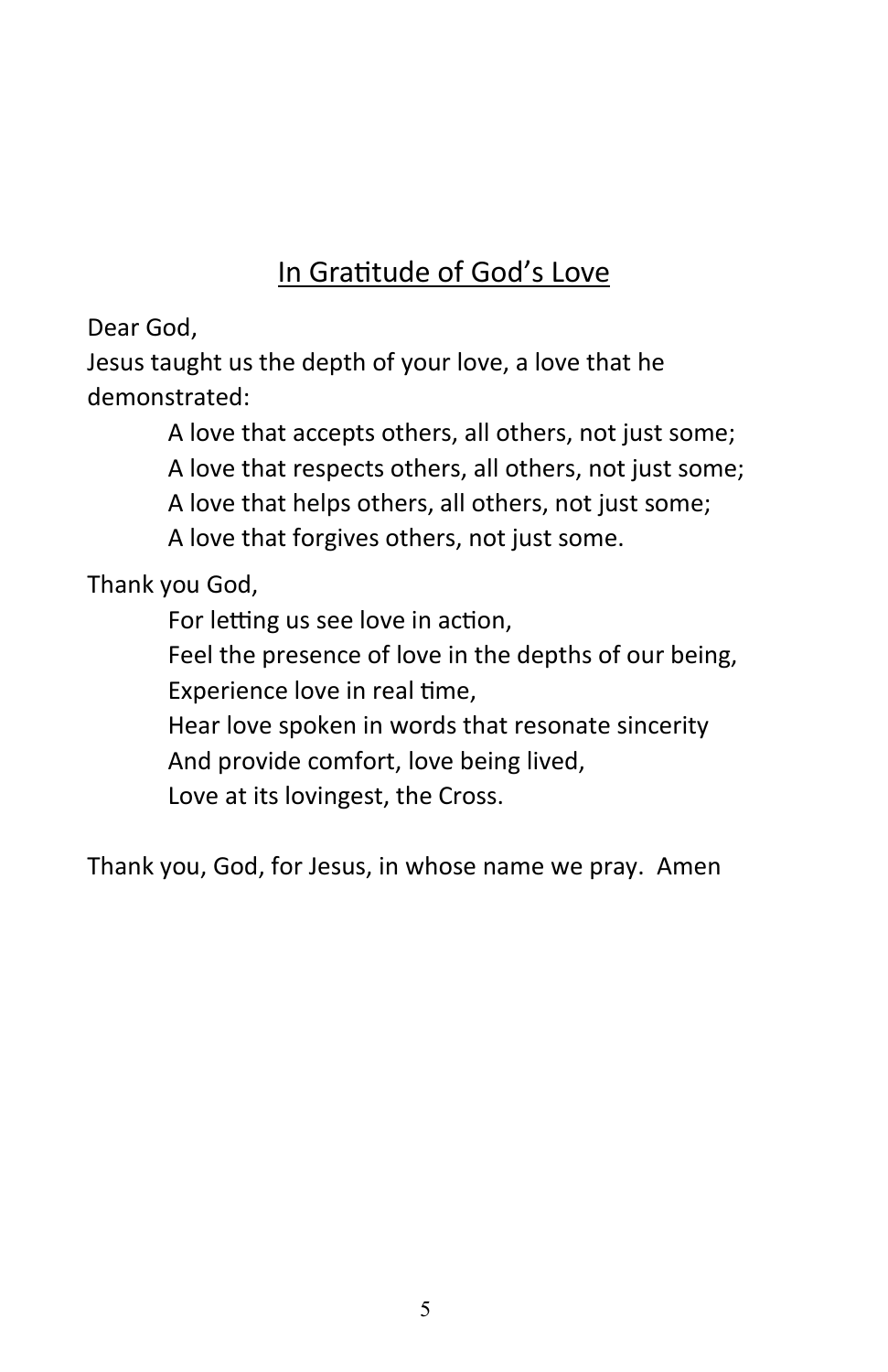## In Gratitude of God's Love

Dear God,
Jesus taught us the depth of your love, a love that he demonstrated:

> A love that accepts others, all others, not just some;
> A love that respects others, all others, not just some;
> A love that helps others, all others, not just some;
> A love that forgives others, not just some.

Thank you God,

> For letting us see love in action,
> Feel the presence of love in the depths of our being,
> Experience love in real time,
> Hear love spoken in words that resonate sincerity
> And provide comfort, love being lived,
> Love at its lovingest, the Cross.

Thank you, God, for Jesus, in whose name we pray. Amen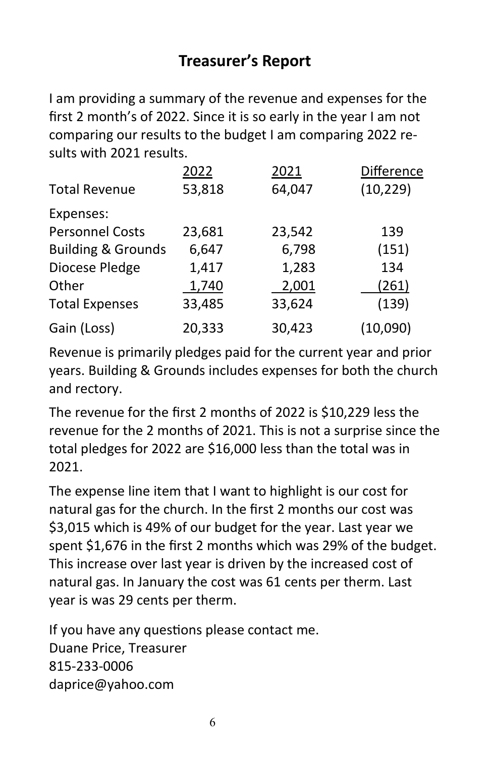## Treasurer's Report

I am providing a summary of the revenue and expenses for the first 2 month's of 2022. Since it is so early in the year I am not comparing our results to the budget I am comparing 2022 results with 2021 results.

| | 2022 | 2021 | Difference |
|---|---|---|---|
| Total Revenue | 53,818 | 64,047 | (10,229) |
| Expenses: | | | |
| Personnel Costs | 23,681 | 23,542 | 139 |
| Building & Grounds | 6,647 | 6,798 | (151) |
| Diocese Pledge | 1,417 | 1,283 | 134 |
| Other | 1,740 | 2,001 | (261) |
| Total Expenses | 33,485 | 33,624 | (139) |
| Gain (Loss) | 20,333 | 30,423 | (10,090) |

Revenue is primarily pledges paid for the current year and prior years. Building & Grounds includes expenses for both the church and rectory.

The revenue for the first 2 months of 2022 is $10,229 less the revenue for the 2 months of 2021. This is not a surprise since the total pledges for 2022 are $16,000 less than the total was in 2021.

The expense line item that I want to highlight is our cost for natural gas for the church. In the first 2 months our cost was $3,015 which is 49% of our budget for the year. Last year we spent $1,676 in the first 2 months which was 29% of the budget. This increase over last year is driven by the increased cost of natural gas. In January the cost was 61 cents per therm. Last year is was 29 cents per therm.

If you have any questions please contact me.
Duane Price, Treasurer
815-233-0006
daprice@yahoo.com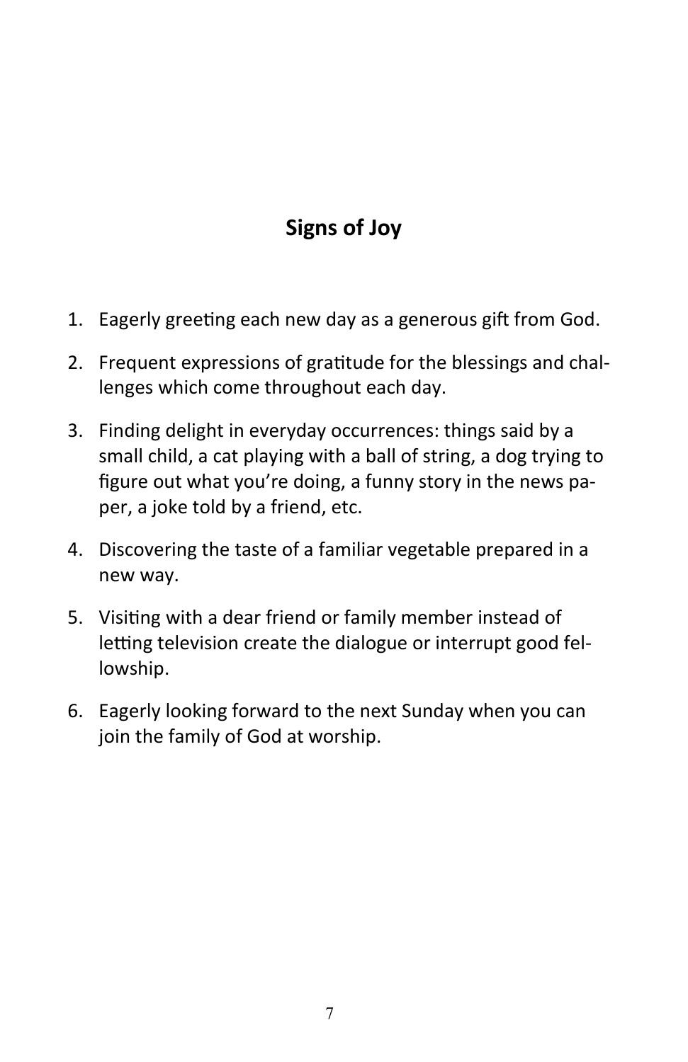## Signs of Joy

1. Eagerly greeting each new day as a generous gift from God.
2. Frequent expressions of gratitude for the blessings and challenges which come throughout each day.
3. Finding delight in everyday occurrences: things said by a small child, a cat playing with a ball of string, a dog trying to figure out what you're doing, a funny story in the news paper, a joke told by a friend, etc.
4. Discovering the taste of a familiar vegetable prepared in a new way.
5. Visiting with a dear friend or family member instead of letting television create the dialogue or interrupt good fellowship.
6. Eagerly looking forward to the next Sunday when you can join the family of God at worship.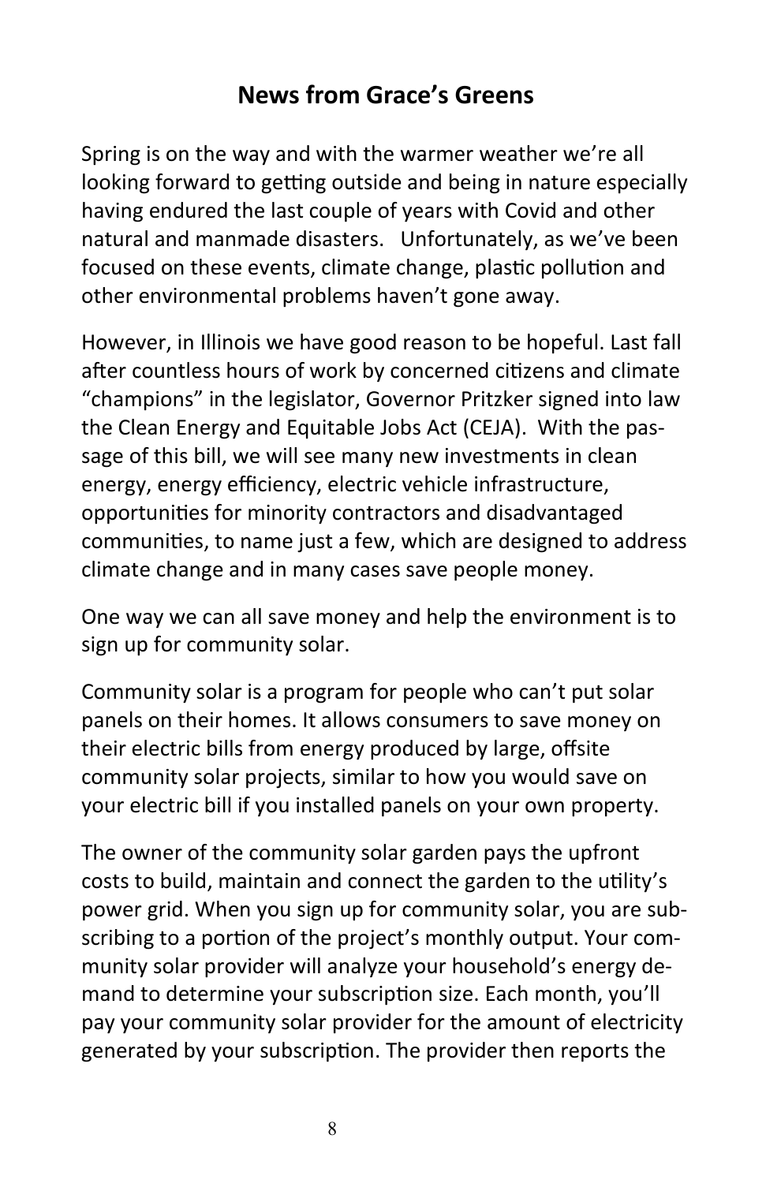## News from Grace's Greens

Spring is on the way and with the warmer weather we're all looking forward to getting outside and being in nature especially having endured the last couple of years with Covid and other natural and manmade disasters. Unfortunately, as we've been focused on these events, climate change, plastic pollution and other environmental problems haven't gone away.

However, in Illinois we have good reason to be hopeful. Last fall after countless hours of work by concerned citizens and climate "champions" in the legislator, Governor Pritzker signed into law the Clean Energy and Equitable Jobs Act (CEJA). With the passage of this bill, we will see many new investments in clean energy, energy efficiency, electric vehicle infrastructure, opportunities for minority contractors and disadvantaged communities, to name just a few, which are designed to address climate change and in many cases save people money.

One way we can all save money and help the environment is to sign up for community solar.

Community solar is a program for people who can't put solar panels on their homes. It allows consumers to save money on their electric bills from energy produced by large, offsite community solar projects, similar to how you would save on your electric bill if you installed panels on your own property.

The owner of the community solar garden pays the upfront costs to build, maintain and connect the garden to the utility's power grid. When you sign up for community solar, you are subscribing to a portion of the project's monthly output. Your community solar provider will analyze your household's energy demand to determine your subscription size. Each month, you'll pay your community solar provider for the amount of electricity generated by your subscription. The provider then reports the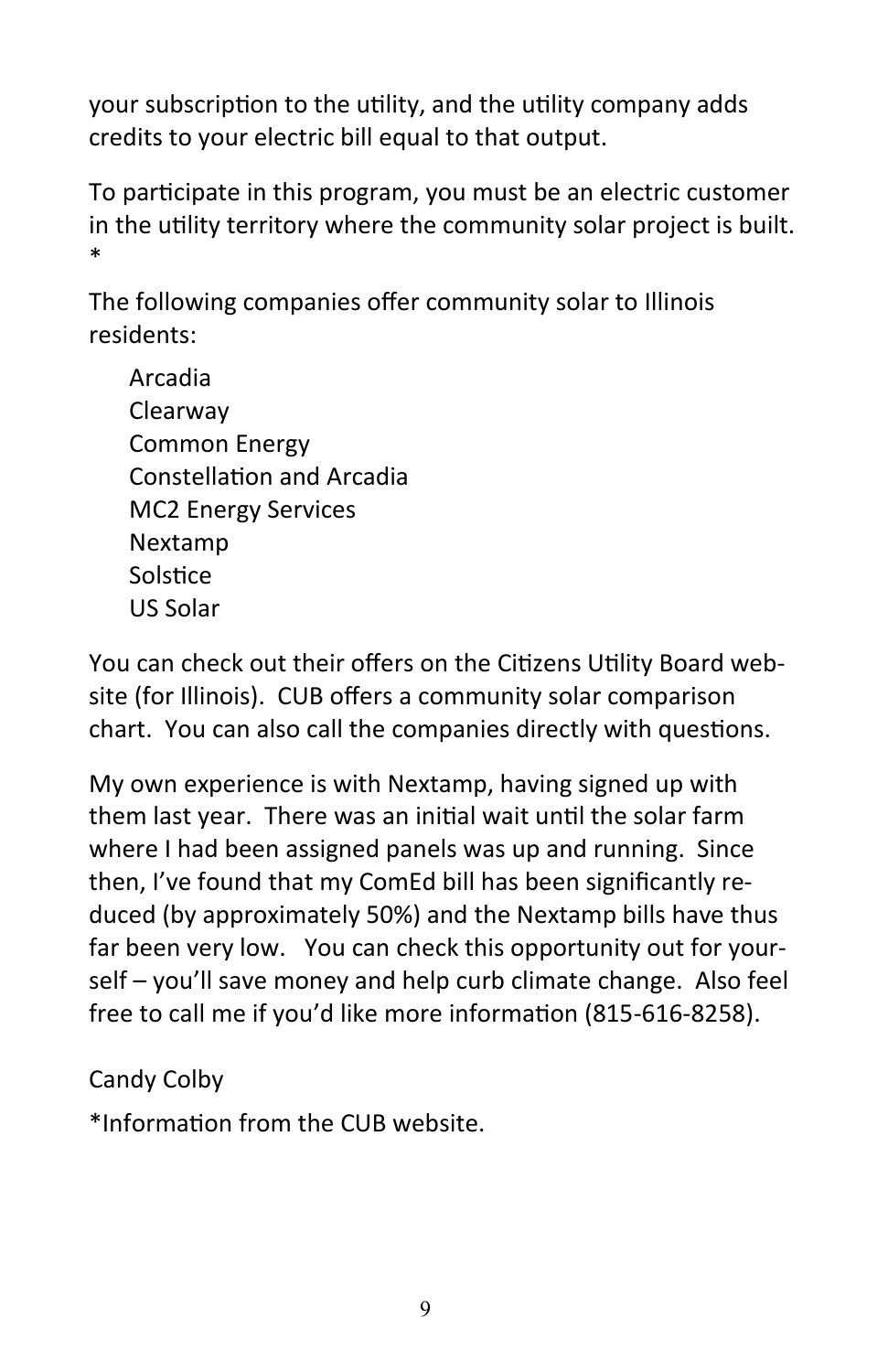your subscription to the utility, and the utility company adds credits to your electric bill equal to that output.

To participate in this program, you must be an electric customer in the utility territory where the community solar project is built. *

The following companies offer community solar to Illinois residents:

Arcadia
Clearway
Common Energy
Constellation and Arcadia
MC2 Energy Services
Nextamp
Solstice
US Solar

You can check out their offers on the Citizens Utility Board website (for Illinois). CUB offers a community solar comparison chart. You can also call the companies directly with questions.

My own experience is with Nextamp, having signed up with them last year. There was an initial wait until the solar farm where I had been assigned panels was up and running. Since then, I've found that my ComEd bill has been significantly reduced (by approximately 50%) and the Nextamp bills have thus far been very low. You can check this opportunity out for yourself – you'll save money and help curb climate change. Also feel free to call me if you'd like more information (815-616-8258).

Candy Colby

*Information from the CUB website.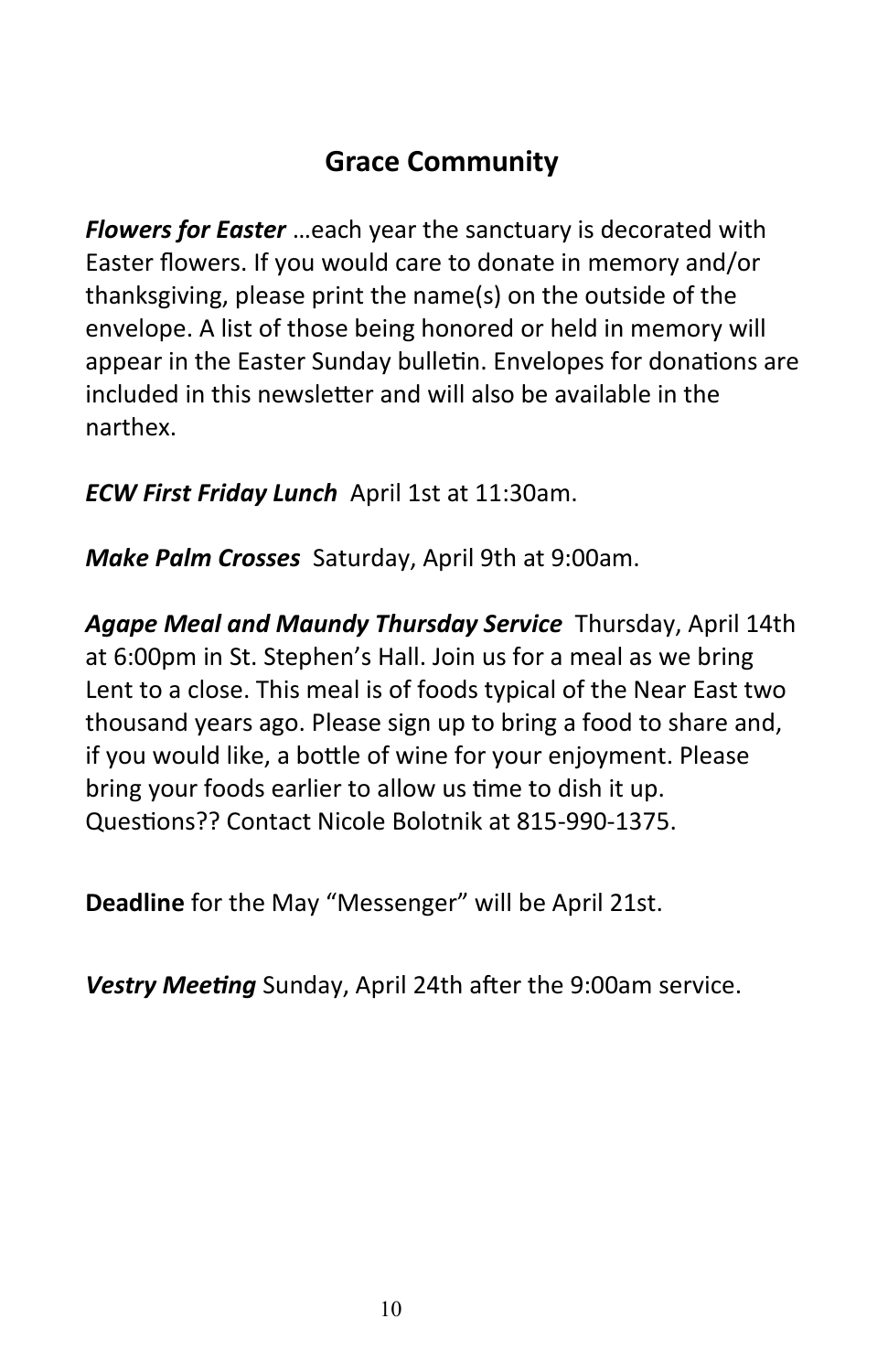## Grace Community

***Flowers for Easter*** …each year the sanctuary is decorated with Easter flowers. If you would care to donate in memory and/or thanksgiving, please print the name(s) on the outside of the envelope. A list of those being honored or held in memory will appear in the Easter Sunday bulletin. Envelopes for donations are included in this newsletter and will also be available in the narthex.

***ECW First Friday Lunch*** April 1st at 11:30am.

***Make Palm Crosses*** Saturday, April 9th at 9:00am.

***Agape Meal and Maundy Thursday Service*** Thursday, April 14th at 6:00pm in St. Stephen's Hall. Join us for a meal as we bring Lent to a close. This meal is of foods typical of the Near East two thousand years ago. Please sign up to bring a food to share and, if you would like, a bottle of wine for your enjoyment. Please bring your foods earlier to allow us time to dish it up. Questions?? Contact Nicole Bolotnik at 815-990-1375.

**Deadline** for the May "Messenger" will be April 21st.

***Vestry Meeting*** Sunday, April 24th after the 9:00am service.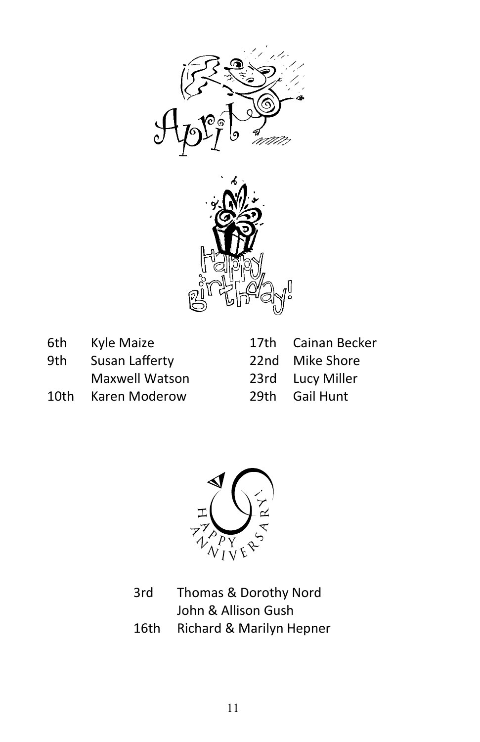# April

## Happy Birthday!

| | |
|---|---|
| 6th | Kyle Maize |
| 9th | Susan Lafferty |
| | Maxwell Watson |
| 10th | Karen Moderow |
| 17th | Cainan Becker |
| 22nd | Mike Shore |
| 23rd | Lucy Miller |
| 29th | Gail Hunt |

## Happy Anniversary!

| | |
|---|---|
| 3rd | Thomas & Dorothy Nord |
| | John & Allison Gush |
| 16th | Richard & Marilyn Hepner |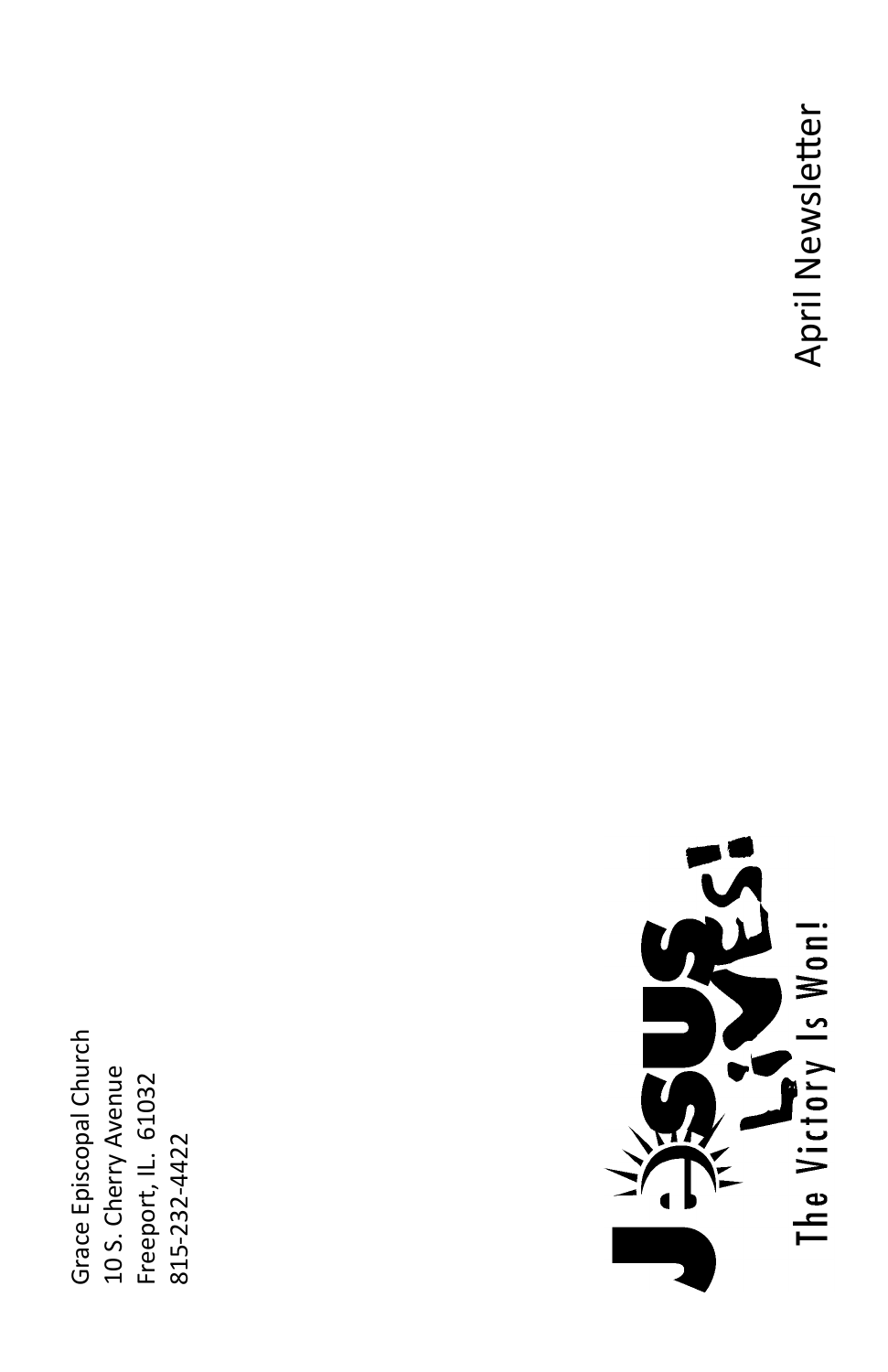Grace Episcopal Church
10 S. Cherry Avenue
Freeport, IL. 61032
815-232-4422

April Newsletter

Jesus Lives!

The Victory Is Won!